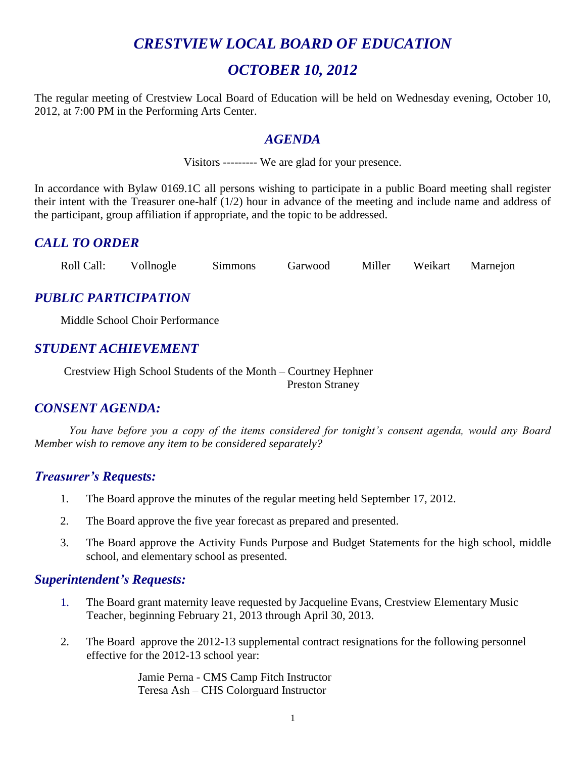# *CRESTVIEW LOCAL BOARD OF EDUCATION*

# *OCTOBER 10, 2012*

The regular meeting of Crestview Local Board of Education will be held on Wednesday evening, October 10, 2012, at 7:00 PM in the Performing Arts Center.

## *AGENDA*

Visitors --------- We are glad for your presence.

In accordance with Bylaw 0169.1C all persons wishing to participate in a public Board meeting shall register their intent with the Treasurer one-half (1/2) hour in advance of the meeting and include name and address of the participant, group affiliation if appropriate, and the topic to be addressed.

## *CALL TO ORDER*

Roll Call: Vollnogle Simmons Garwood Miller Weikart Marnejon

## *PUBLIC PARTICIPATION*

Middle School Choir Performance

## *STUDENT ACHIEVEMENT*

Crestview High School Students of the Month – Courtney Hephner
Preston Straney

## *CONSENT AGENDA:*

*You have before you a copy of the items considered for tonight's consent agenda, would any Board Member wish to remove any item to be considered separately?*

### *Treasurer's Requests:*

1. The Board approve the minutes of the regular meeting held September 17, 2012.
2. The Board approve the five year forecast as prepared and presented.
3. The Board approve the Activity Funds Purpose and Budget Statements for the high school, middle school, and elementary school as presented.

### *Superintendent's Requests:*

1. The Board grant maternity leave requested by Jacqueline Evans, Crestview Elementary Music Teacher, beginning February 21, 2013 through April 30, 2013.
2. The Board approve the 2012-13 supplemental contract resignations for the following personnel effective for the 2012-13 school year:

   Jamie Perna - CMS Camp Fitch Instructor
   Teresa Ash – CHS Colorguard Instructor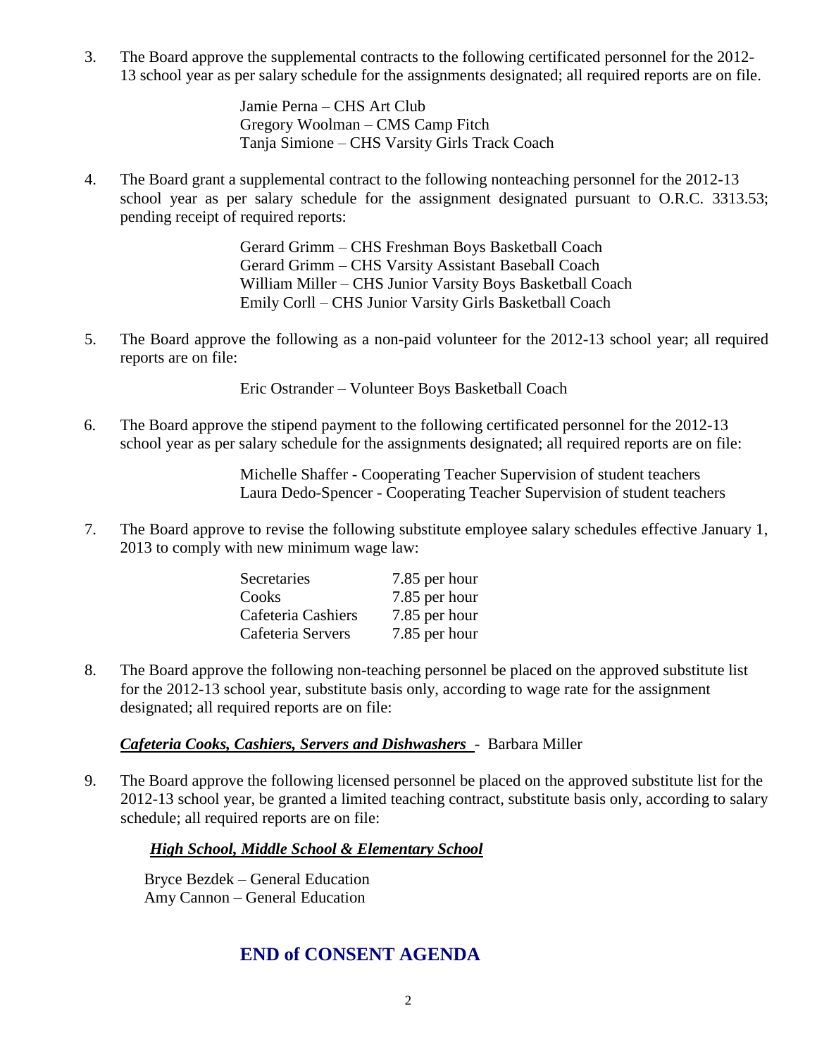3. The Board approve the supplemental contracts to the following certificated personnel for the 2012-13 school year as per salary schedule for the assignments designated; all required reports are on file.

   Jamie Perna – CHS Art Club
   Gregory Woolman – CMS Camp Fitch
   Tanja Simione – CHS Varsity Girls Track Coach

4. The Board grant a supplemental contract to the following nonteaching personnel for the 2012-13 school year as per salary schedule for the assignment designated pursuant to O.R.C. 3313.53; pending receipt of required reports:

   Gerard Grimm – CHS Freshman Boys Basketball Coach
   Gerard Grimm – CHS Varsity Assistant Baseball Coach
   William Miller – CHS Junior Varsity Boys Basketball Coach
   Emily Corll – CHS Junior Varsity Girls Basketball Coach

5. The Board approve the following as a non-paid volunteer for the 2012-13 school year; all required reports are on file:

   Eric Ostrander – Volunteer Boys Basketball Coach

6. The Board approve the stipend payment to the following certificated personnel for the 2012-13 school year as per salary schedule for the assignments designated; all required reports are on file:

   Michelle Shaffer - Cooperating Teacher Supervision of student teachers
   Laura Dedo-Spencer - Cooperating Teacher Supervision of student teachers

7. The Board approve to revise the following substitute employee salary schedules effective January 1, 2013 to comply with new minimum wage law:

| Secretaries | 7.85 per hour |
|---|---|
| Cooks | 7.85 per hour |
| Cafeteria Cashiers | 7.85 per hour |
| Cafeteria Servers | 7.85 per hour |

8. The Board approve the following non-teaching personnel be placed on the approved substitute list for the 2012-13 school year, substitute basis only, according to wage rate for the assignment designated; all required reports are on file:

   ***Cafeteria Cooks, Cashiers, Servers and Dishwashers*** - Barbara Miller

9. The Board approve the following licensed personnel be placed on the approved substitute list for the 2012-13 school year, be granted a limited teaching contract, substitute basis only, according to salary schedule; all required reports are on file:

   ***High School, Middle School & Elementary School***

   Bryce Bezdek – General Education
   Amy Cannon – General Education

## END of CONSENT AGENDA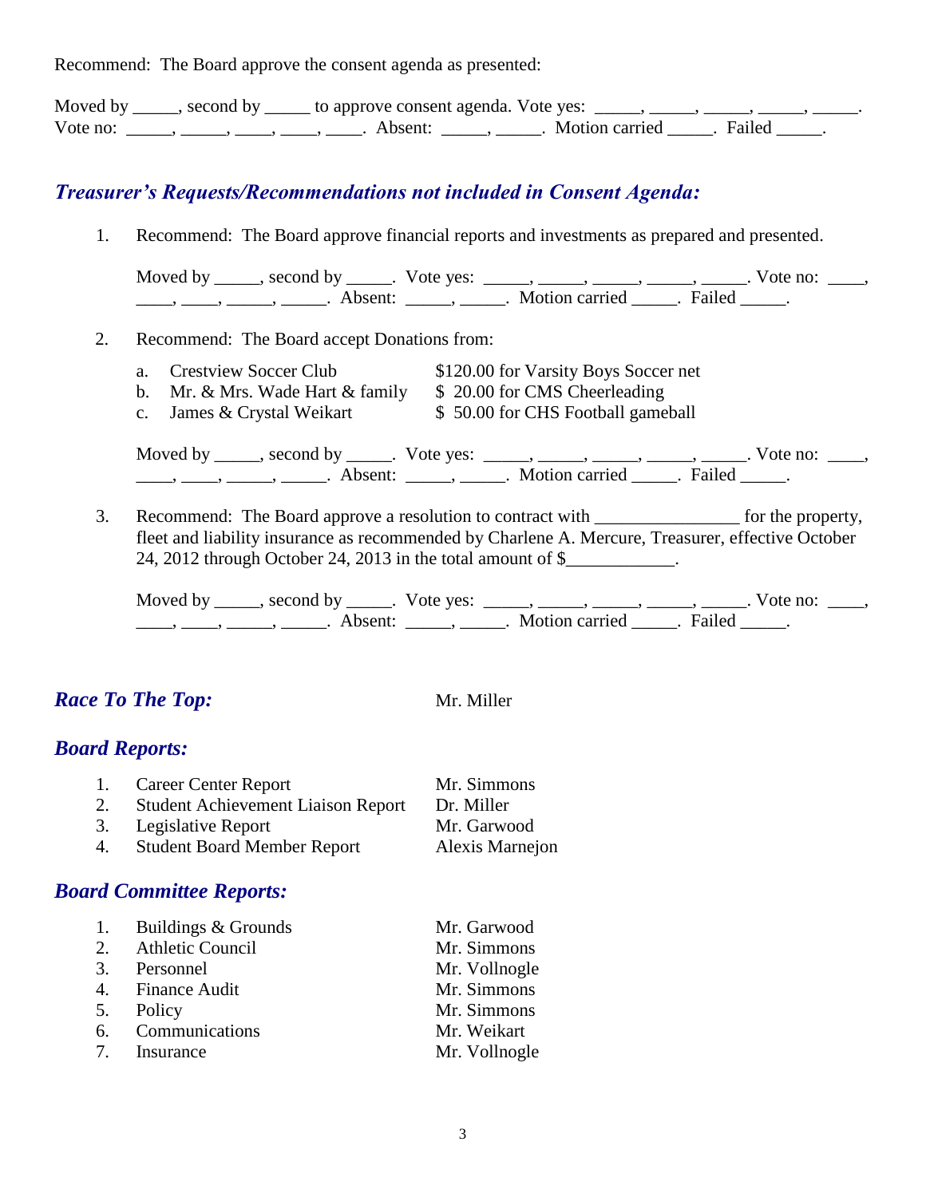Recommend: The Board approve the consent agenda as presented:

Moved by _____, second by _____ to approve consent agenda. Vote yes: _____, _____, _____, _____, _____. Vote no: _____, _____, ____, ____, ____. Absent: _____, _____. Motion carried _____. Failed _____.

## *Treasurer's Requests/Recommendations not included in Consent Agenda:*

1. Recommend: The Board approve financial reports and investments as prepared and presented.

   Moved by _____, second by _____. Vote yes: _____, _____, _____, _____, _____. Vote no: ____, ____, ____, _____, _____. Absent: _____, _____. Motion carried _____. Failed _____.

2. Recommend: The Board accept Donations from:

   a. Crestview Soccer Club — $120.00 for Varsity Boys Soccer net
   b. Mr. & Mrs. Wade Hart & family — $ 20.00 for CMS Cheerleading
   c. James & Crystal Weikart — $ 50.00 for CHS Football gameball

   Moved by _____, second by _____. Vote yes: _____, _____, _____, _____, _____. Vote no: ____, ____, ____, _____, _____. Absent: _____, _____. Motion carried _____. Failed _____.

3. Recommend: The Board approve a resolution to contract with _______________ for the property, fleet and liability insurance as recommended by Charlene A. Mercure, Treasurer, effective October 24, 2012 through October 24, 2013 in the total amount of $____________.

   Moved by _____, second by _____. Vote yes: _____, _____, _____, _____, _____. Vote no: ____, ____, ____, _____, _____. Absent: _____, _____. Motion carried _____. Failed _____.

## *Race To The Top:* Mr. Miller

## *Board Reports:*

1. Career Center Report — Mr. Simmons
2. Student Achievement Liaison Report — Dr. Miller
3. Legislative Report — Mr. Garwood
4. Student Board Member Report — Alexis Marnejon

## *Board Committee Reports:*

1. Buildings & Grounds — Mr. Garwood
2. Athletic Council — Mr. Simmons
3. Personnel — Mr. Vollnogle
4. Finance Audit — Mr. Simmons
5. Policy — Mr. Simmons
6. Communications — Mr. Weikart
7. Insurance — Mr. Vollnogle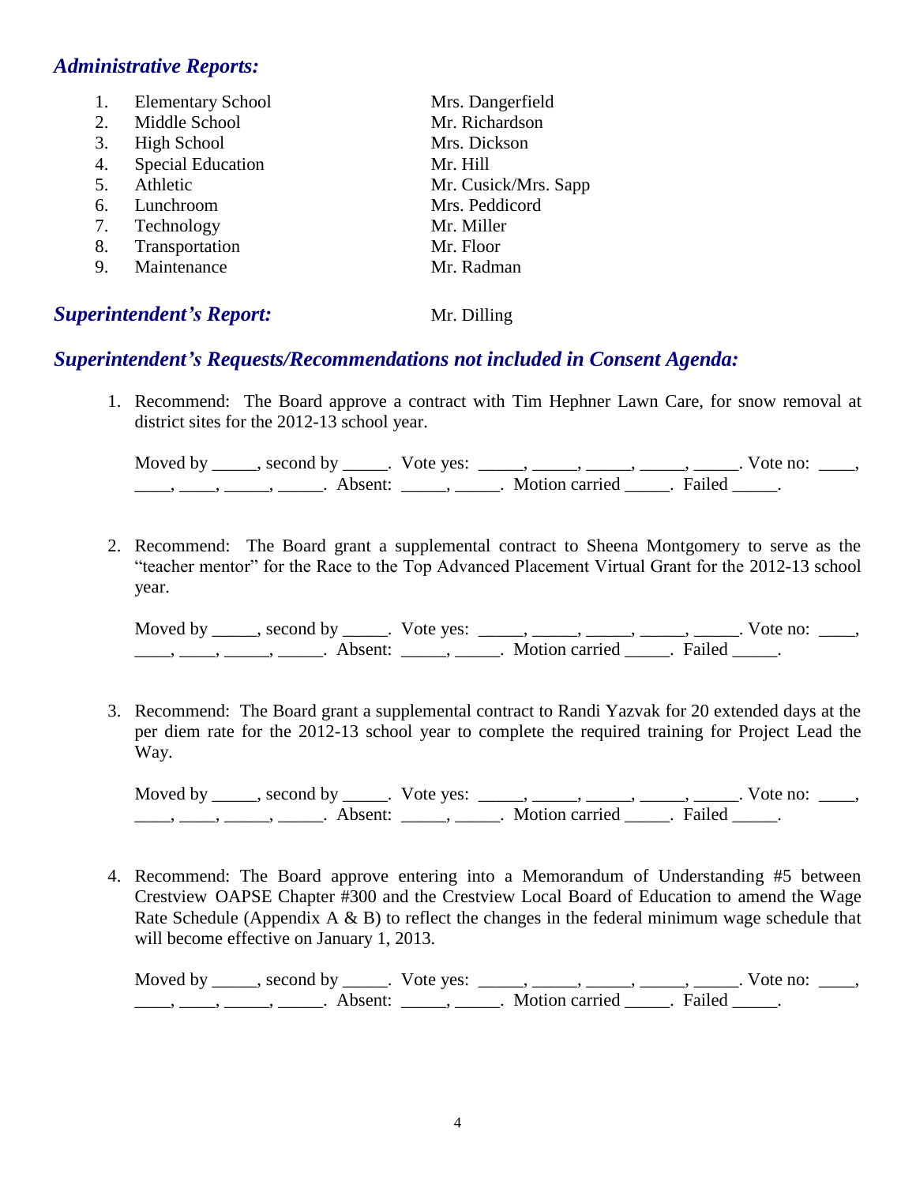### *Administrative Reports:*

| | | |
|---|---|---|
| 1. | Elementary School | Mrs. Dangerfield |
| 2. | Middle School | Mr. Richardson |
| 3. | High School | Mrs. Dickson |
| 4. | Special Education | Mr. Hill |
| 5. | Athletic | Mr. Cusick/Mrs. Sapp |
| 6. | Lunchroom | Mrs. Peddicord |
| 7. | Technology | Mr. Miller |
| 8. | Transportation | Mr. Floor |
| 9. | Maintenance | Mr. Radman |

### *Superintendent's Report:* Mr. Dilling

### *Superintendent's Requests/Recommendations not included in Consent Agenda:*

1. Recommend: The Board approve a contract with Tim Hephner Lawn Care, for snow removal at district sites for the 2012-13 school year.

   Moved by _____, second by _____. Vote yes: _____, _____, _____, _____, _____. Vote no: ____, ____, ____, _____, _____. Absent: _____, _____. Motion carried _____. Failed _____.

2. Recommend: The Board grant a supplemental contract to Sheena Montgomery to serve as the "teacher mentor" for the Race to the Top Advanced Placement Virtual Grant for the 2012-13 school year.

   Moved by _____, second by _____. Vote yes: _____, _____, _____, _____, _____. Vote no: ____, ____, ____, _____, _____. Absent: _____, _____. Motion carried _____. Failed _____.

3. Recommend: The Board grant a supplemental contract to Randi Yazvak for 20 extended days at the per diem rate for the 2012-13 school year to complete the required training for Project Lead the Way.

   Moved by _____, second by _____. Vote yes: _____, _____, _____, _____, _____. Vote no: ____, ____, ____, _____, _____. Absent: _____, _____. Motion carried _____. Failed _____.

4. Recommend: The Board approve entering into a Memorandum of Understanding #5 between Crestview OAPSE Chapter #300 and the Crestview Local Board of Education to amend the Wage Rate Schedule (Appendix A & B) to reflect the changes in the federal minimum wage schedule that will become effective on January 1, 2013.

   Moved by _____, second by _____. Vote yes: _____, _____, _____, _____, _____. Vote no: ____, ____, ____, _____, _____. Absent: _____, _____. Motion carried _____. Failed _____.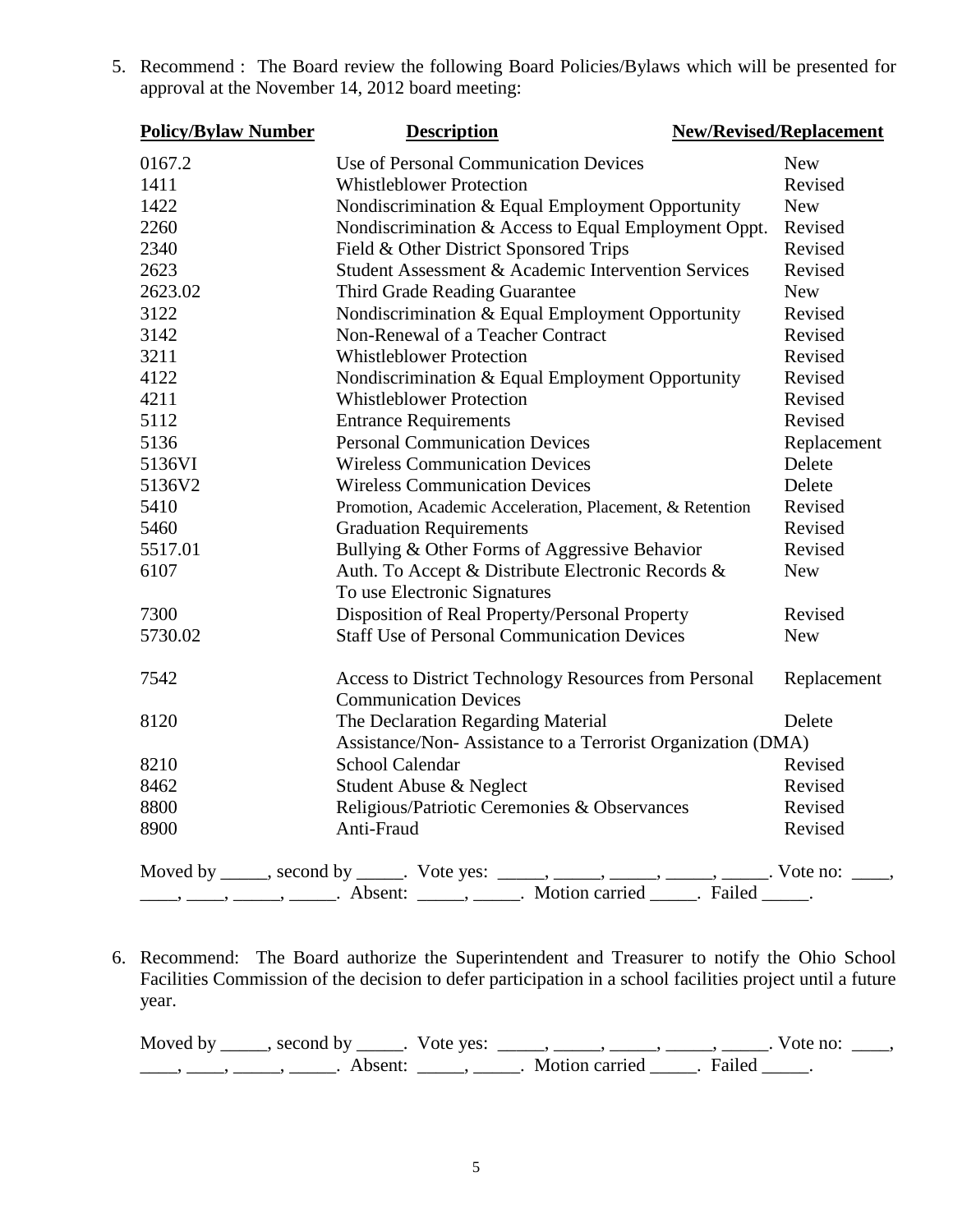5. Recommend : The Board review the following Board Policies/Bylaws which will be presented for approval at the November 14, 2012 board meeting:

| Policy/Bylaw Number | Description | New/Revised/Replacement |
|---|---|---|
| 0167.2 | Use of Personal Communication Devices | New |
| 1411 | Whistleblower Protection | Revised |
| 1422 | Nondiscrimination & Equal Employment Opportunity | New |
| 2260 | Nondiscrimination & Access to Equal Employment Oppt. | Revised |
| 2340 | Field & Other District Sponsored Trips | Revised |
| 2623 | Student Assessment & Academic Intervention Services | Revised |
| 2623.02 | Third Grade Reading Guarantee | New |
| 3122 | Nondiscrimination & Equal Employment Opportunity | Revised |
| 3142 | Non-Renewal of a Teacher Contract | Revised |
| 3211 | Whistleblower Protection | Revised |
| 4122 | Nondiscrimination & Equal Employment Opportunity | Revised |
| 4211 | Whistleblower Protection | Revised |
| 5112 | Entrance Requirements | Revised |
| 5136 | Personal Communication Devices | Replacement |
| 5136VI | Wireless Communication Devices | Delete |
| 5136V2 | Wireless Communication Devices | Delete |
| 5410 | Promotion, Academic Acceleration, Placement, & Retention | Revised |
| 5460 | Graduation Requirements | Revised |
| 5517.01 | Bullying & Other Forms of Aggressive Behavior | Revised |
| 6107 | Auth. To Accept & Distribute Electronic Records & To use Electronic Signatures | New |
| 7300 | Disposition of Real Property/Personal Property | Revised |
| 5730.02 | Staff Use of Personal Communication Devices | New |
| 7542 | Access to District Technology Resources from Personal Communication Devices | Replacement |
| 8120 | The Declaration Regarding Material Assistance/Non- Assistance to a Terrorist Organization (DMA) | Delete |
| 8210 | School Calendar | Revised |
| 8462 | Student Abuse & Neglect | Revised |
| 8800 | Religious/Patriotic Ceremonies & Observances | Revised |
| 8900 | Anti-Fraud | Revised |

Moved by _____, second by _____. Vote yes: _____, _____, _____, _____, _____. Vote no: ____, ____, ____, _____, _____. Absent: _____, _____. Motion carried _____. Failed _____.

6. Recommend: The Board authorize the Superintendent and Treasurer to notify the Ohio School Facilities Commission of the decision to defer participation in a school facilities project until a future year.

Moved by _____, second by _____. Vote yes: _____, _____, _____, _____, _____. Vote no: ____, ____, ____, _____, _____. Absent: _____, _____. Motion carried _____. Failed _____.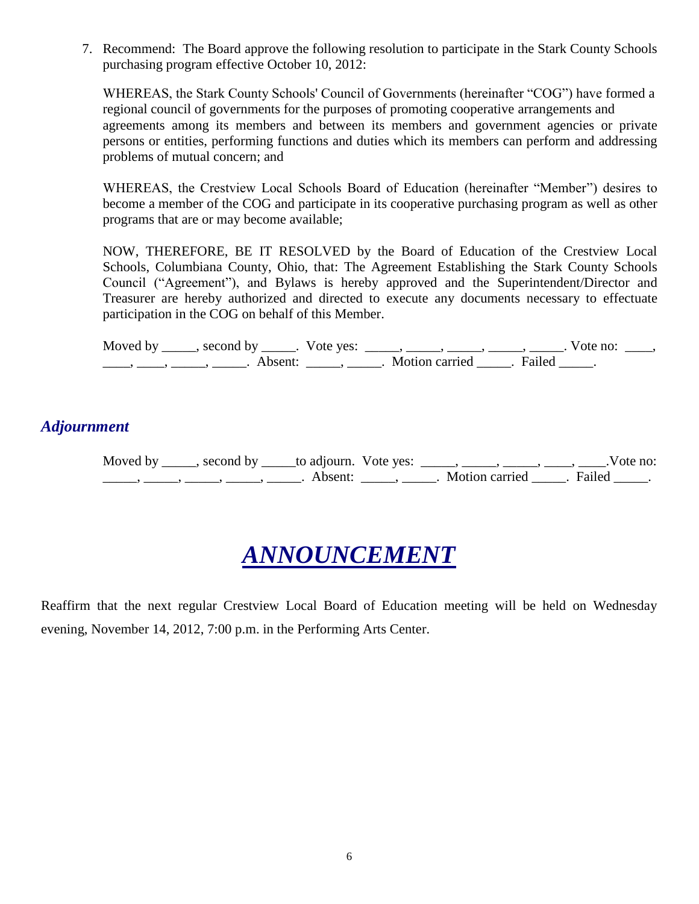7. Recommend: The Board approve the following resolution to participate in the Stark County Schools purchasing program effective October 10, 2012:

   WHEREAS, the Stark County Schools' Council of Governments (hereinafter "COG") have formed a regional council of governments for the purposes of promoting cooperative arrangements and agreements among its members and between its members and government agencies or private persons or entities, performing functions and duties which its members can perform and addressing problems of mutual concern; and

   WHEREAS, the Crestview Local Schools Board of Education (hereinafter "Member") desires to become a member of the COG and participate in its cooperative purchasing program as well as other programs that are or may become available;

   NOW, THEREFORE, BE IT RESOLVED by the Board of Education of the Crestview Local Schools, Columbiana County, Ohio, that: The Agreement Establishing the Stark County Schools Council ("Agreement"), and Bylaws is hereby approved and the Superintendent/Director and Treasurer are hereby authorized and directed to execute any documents necessary to effectuate participation in the COG on behalf of this Member.

   Moved by _____, second by _____. Vote yes: _____, _____, _____, _____, _____. Vote no: ____, ____, ____, _____, _____. Absent: _____, _____. Motion carried _____. Failed _____.

## *Adjournment*

Moved by _____, second by _____to adjourn. Vote yes: _____, _____, _____, ____, ____.Vote no: _____, _____, _____, _____, _____. Absent: _____, _____. Motion carried _____. Failed _____.

# *ANNOUNCEMENT*

Reaffirm that the next regular Crestview Local Board of Education meeting will be held on Wednesday evening, November 14, 2012, 7:00 p.m. in the Performing Arts Center.